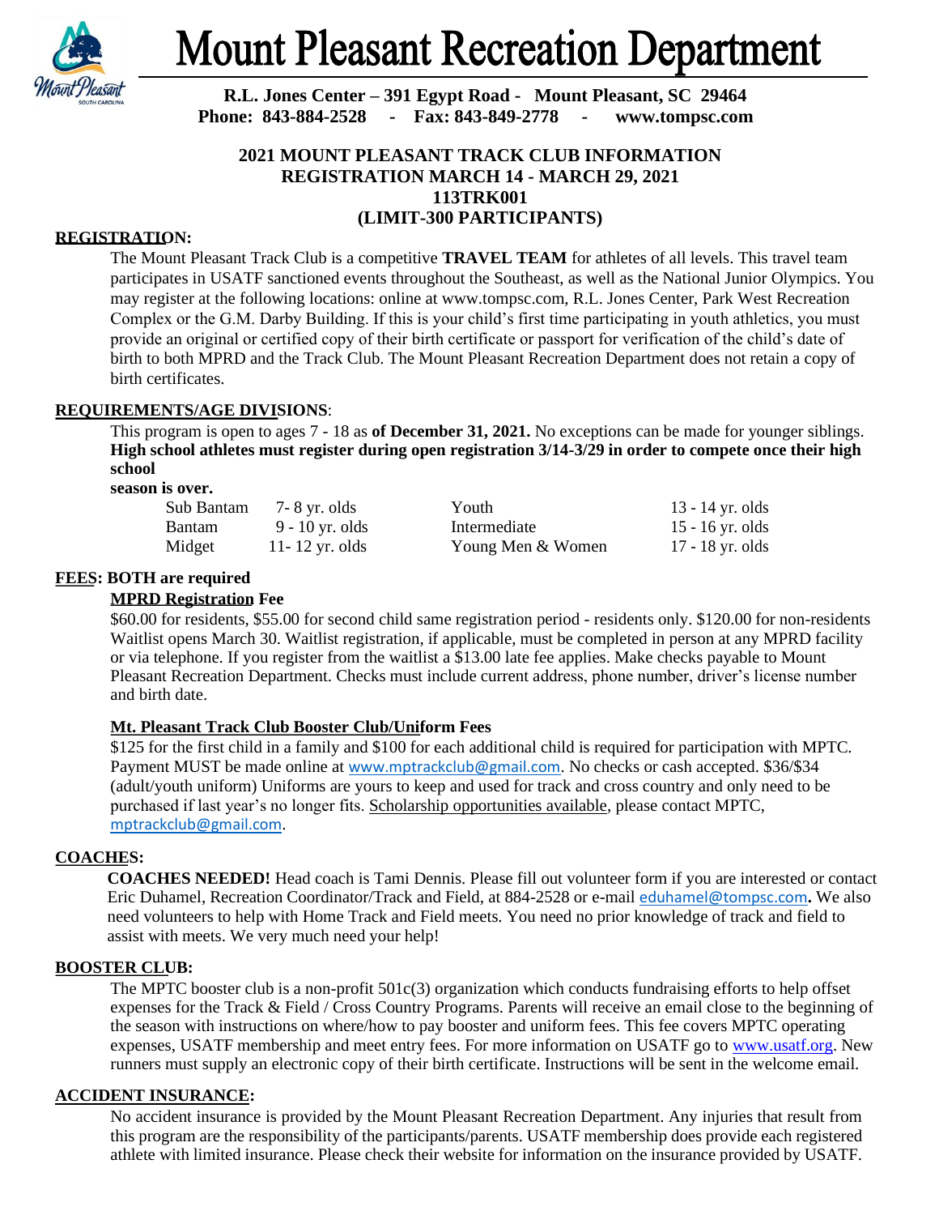# Mount Pleasant Recreation Department

**R.L. Jones Center – 391 Egypt Road - Mount Pleasant, SC 29464**
**Phone: 843-884-2528 - Fax: 843-849-2778 - www.tompsc.com**

## 2021 MOUNT PLEASANT TRACK CLUB INFORMATION
## REGISTRATION MARCH 14 - MARCH 29, 2021
## 113TRK001
## (LIMIT-300 PARTICIPANTS)

**REGISTRATION:**

The Mount Pleasant Track Club is a competitive **TRAVEL TEAM** for athletes of all levels. This travel team participates in USATF sanctioned events throughout the Southeast, as well as the National Junior Olympics. You may register at the following locations: online at www.tompsc.com, R.L. Jones Center, Park West Recreation Complex or the G.M. Darby Building. If this is your child's first time participating in youth athletics, you must provide an original or certified copy of their birth certificate or passport for verification of the child's date of birth to both MPRD and the Track Club. The Mount Pleasant Recreation Department does not retain a copy of birth certificates.

**REQUIREMENTS/AGE DIVISIONS**:

This program is open to ages 7 - 18 as **of December 31, 2021.** No exceptions can be made for younger siblings. **High school athletes must register during open registration 3/14-3/29 in order to compete once their high school season is over.**

| | | | |
|---|---|---|---|
| Sub Bantam | 7- 8 yr. olds | Youth | 13 - 14 yr. olds |
| Bantam | 9 - 10 yr. olds | Intermediate | 15 - 16 yr. olds |
| Midget | 11- 12 yr. olds | Young Men & Women | 17 - 18 yr. olds |

**FEES: BOTH are required**

**MPRD Registration Fee**

$60.00 for residents, $55.00 for second child same registration period - residents only. $120.00 for non-residents Waitlist opens March 30. Waitlist registration, if applicable, must be completed in person at any MPRD facility or via telephone. If you register from the waitlist a $13.00 late fee applies. Make checks payable to Mount Pleasant Recreation Department. Checks must include current address, phone number, driver's license number and birth date.

**Mt. Pleasant Track Club Booster Club/Uniform Fees**

$125 for the first child in a family and $100 for each additional child is required for participation with MPTC. Payment MUST be made online at www.mptrackclub@gmail.com. No checks or cash accepted. $36/$34 (adult/youth uniform) Uniforms are yours to keep and used for track and cross country and only need to be purchased if last year's no longer fits. Scholarship opportunities available, please contact MPTC, mptrackclub@gmail.com.

**COACHES:**

**COACHES NEEDED!** Head coach is Tami Dennis. Please fill out volunteer form if you are interested or contact Eric Duhamel, Recreation Coordinator/Track and Field, at 884-2528 or e-mail eduhamel@tompsc.com**.** We also need volunteers to help with Home Track and Field meets. You need no prior knowledge of track and field to assist with meets. We very much need your help!

**BOOSTER CLUB:**

The MPTC booster club is a non-profit 501c(3) organization which conducts fundraising efforts to help offset expenses for the Track & Field / Cross Country Programs. Parents will receive an email close to the beginning of the season with instructions on where/how to pay booster and uniform fees. This fee covers MPTC operating expenses, USATF membership and meet entry fees. For more information on USATF go to www.usatf.org. New runners must supply an electronic copy of their birth certificate. Instructions will be sent in the welcome email.

**ACCIDENT INSURANCE:**

No accident insurance is provided by the Mount Pleasant Recreation Department. Any injuries that result from this program are the responsibility of the participants/parents. USATF membership does provide each registered athlete with limited insurance. Please check their website for information on the insurance provided by USATF.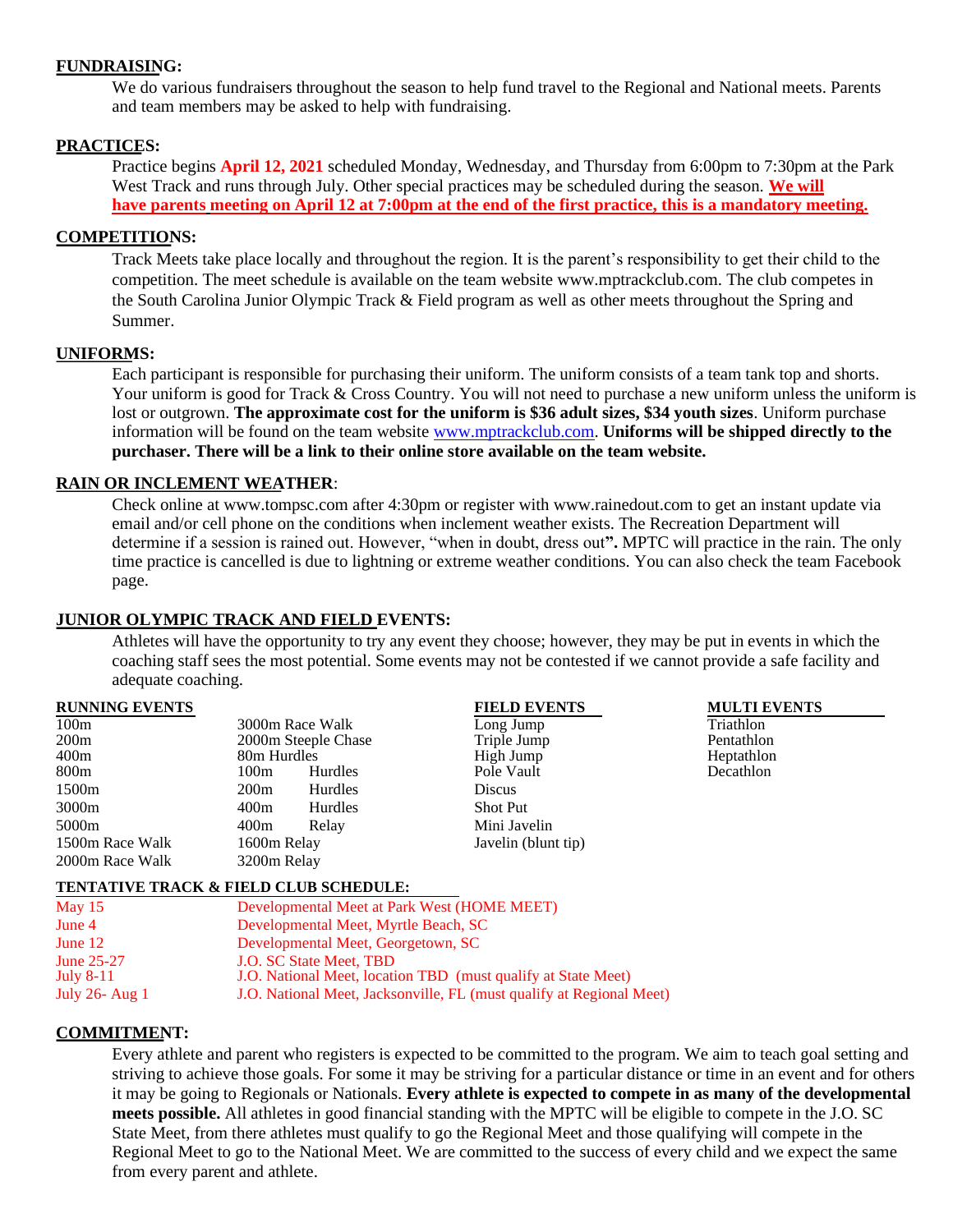**FUNDRAISING:**

We do various fundraisers throughout the season to help fund travel to the Regional and National meets. Parents and team members may be asked to help with fundraising.

**PRACTICES:**

Practice begins **April 12, 2021** scheduled Monday, Wednesday, and Thursday from 6:00pm to 7:30pm at the Park West Track and runs through July. Other special practices may be scheduled during the season. **We will have parents meeting on April 12 at 7:00pm at the end of the first practice, this is a mandatory meeting.**

**COMPETITIONS:**

Track Meets take place locally and throughout the region. It is the parent's responsibility to get their child to the competition. The meet schedule is available on the team website www.mptrackclub.com. The club competes in the South Carolina Junior Olympic Track & Field program as well as other meets throughout the Spring and Summer.

**UNIFORMS:**

Each participant is responsible for purchasing their uniform. The uniform consists of a team tank top and shorts. Your uniform is good for Track & Cross Country. You will not need to purchase a new uniform unless the uniform is lost or outgrown. **The approximate cost for the uniform is $36 adult sizes, $34 youth sizes**. Uniform purchase information will be found on the team website www.mptrackclub.com. **Uniforms will be shipped directly to the purchaser. There will be a link to their online store available on the team website.**

**RAIN OR INCLEMENT WEATHER**:

Check online at www.tompsc.com after 4:30pm or register with www.rainedout.com to get an instant update via email and/or cell phone on the conditions when inclement weather exists. The Recreation Department will determine if a session is rained out. However, "when in doubt, dress out**".** MPTC will practice in the rain. The only time practice is cancelled is due to lightning or extreme weather conditions. You can also check the team Facebook page.

**JUNIOR OLYMPIC TRACK AND FIELD EVENTS:**

Athletes will have the opportunity to try any event they choose; however, they may be put in events in which the coaching staff sees the most potential. Some events may not be contested if we cannot provide a safe facility and adequate coaching.

| RUNNING EVENTS | | FIELD EVENTS | MULTI EVENTS |
|---|---|---|---|
| 100m | 3000m Race Walk | Long Jump | Triathlon |
| 200m | 2000m Steeple Chase | Triple Jump | Pentathlon |
| 400m | 80m Hurdles | High Jump | Heptathlon |
| 800m | 100m Hurdles | Pole Vault | Decathlon |
| 1500m | 200m Hurdles | Discus | |
| 3000m | 400m Hurdles | Shot Put | |
| 5000m | 400m Relay | Mini Javelin | |
| 1500m Race Walk | 1600m Relay | Javelin (blunt tip) | |
| 2000m Race Walk | 3200m Relay | | |

**TENTATIVE TRACK & FIELD CLUB SCHEDULE:**

| | |
|---|---|
| May 15 | Developmental Meet at Park West (HOME MEET) |
| June 4 | Developmental Meet, Myrtle Beach, SC |
| June 12 | Developmental Meet, Georgetown, SC |
| June 25-27 | J.O. SC State Meet, TBD |
| July 8-11 | J.O. National Meet, location TBD (must qualify at State Meet) |
| July 26- Aug 1 | J.O. National Meet, Jacksonville, FL (must qualify at Regional Meet) |

**COMMITMENT:**

Every athlete and parent who registers is expected to be committed to the program. We aim to teach goal setting and striving to achieve those goals. For some it may be striving for a particular distance or time in an event and for others it may be going to Regionals or Nationals. **Every athlete is expected to compete in as many of the developmental meets possible.** All athletes in good financial standing with the MPTC will be eligible to compete in the J.O. SC State Meet, from there athletes must qualify to go the Regional Meet and those qualifying will compete in the Regional Meet to go to the National Meet. We are committed to the success of every child and we expect the same from every parent and athlete.